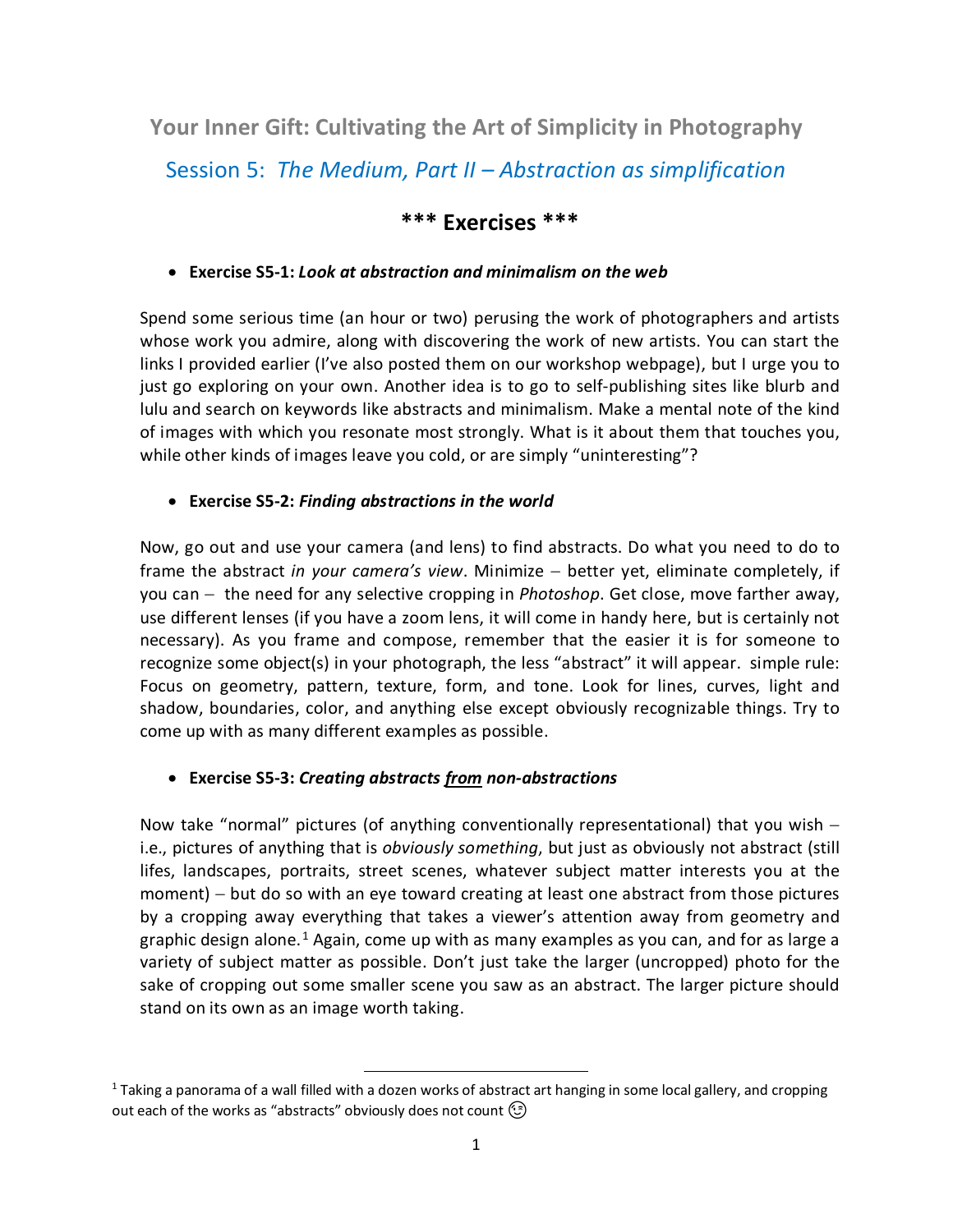## Your Inner Gift: Cultivating the Art of Simplicity in Photography

### Session 5: *The Medium, Part II – Abstraction as simplification*

### *** Exercises ***

- **Exercise S5-1: *Look at abstraction and minimalism on the web***

Spend some serious time (an hour or two) perusing the work of photographers and artists whose work you admire, along with discovering the work of new artists. You can start the links I provided earlier (I've also posted them on our workshop webpage), but I urge you to just go exploring on your own. Another idea is to go to self-publishing sites like blurb and lulu and search on keywords like abstracts and minimalism. Make a mental note of the kind of images with which you resonate most strongly. What is it about them that touches you, while other kinds of images leave you cold, or are simply "uninteresting"?

- **Exercise S5-2: *Finding abstractions in the world***

Now, go out and use your camera (and lens) to find abstracts. Do what you need to do to frame the abstract *in your camera's view*. Minimize – better yet, eliminate completely, if you can – the need for any selective cropping in *Photoshop*. Get close, move farther away, use different lenses (if you have a zoom lens, it will come in handy here, but is certainly not necessary). As you frame and compose, remember that the easier it is for someone to recognize some object(s) in your photograph, the less "abstract" it will appear. simple rule: Focus on geometry, pattern, texture, form, and tone. Look for lines, curves, light and shadow, boundaries, color, and anything else except obviously recognizable things. Try to come up with as many different examples as possible.

- **Exercise S5-3: *Creating abstracts <u>from</u> non-abstractions***

Now take "normal" pictures (of anything conventionally representational) that you wish – i.e., pictures of anything that is *obviously something*, but just as obviously not abstract (still lifes, landscapes, portraits, street scenes, whatever subject matter interests you at the moment) – but do so with an eye toward creating at least one abstract from those pictures by a cropping away everything that takes a viewer's attention away from geometry and graphic design alone.[1] Again, come up with as many examples as you can, and for as large a variety of subject matter as possible. Don't just take the larger (uncropped) photo for the sake of cropping out some smaller scene you saw as an abstract. The larger picture should stand on its own as an image worth taking.

---

[1] Taking a panorama of a wall filled with a dozen works of abstract art hanging in some local gallery, and cropping out each of the works as "abstracts" obviously does not count 😉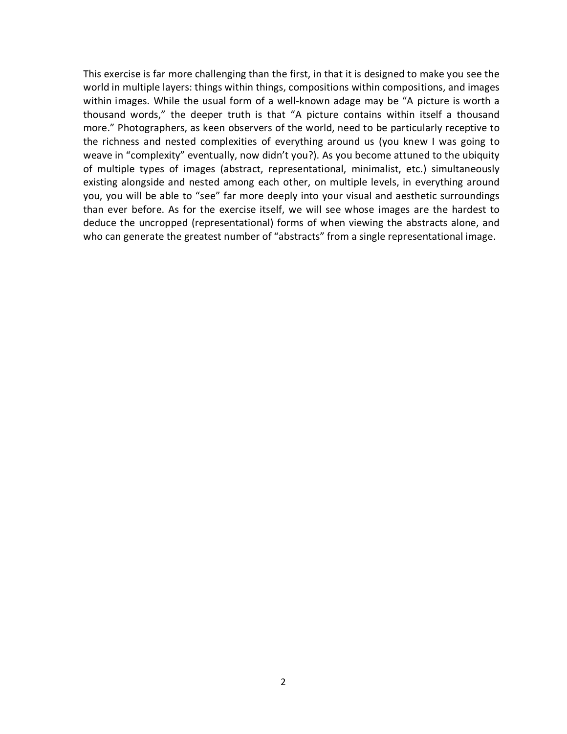This exercise is far more challenging than the first, in that it is designed to make you see the world in multiple layers: things within things, compositions within compositions, and images within images. While the usual form of a well-known adage may be “A picture is worth a thousand words,” the deeper truth is that “A picture contains within itself a thousand more.” Photographers, as keen observers of the world, need to be particularly receptive to the richness and nested complexities of everything around us (you knew I was going to weave in “complexity” eventually, now didn’t you?). As you become attuned to the ubiquity of multiple types of images (abstract, representational, minimalist, etc.) simultaneously existing alongside and nested among each other, on multiple levels, in everything around you, you will be able to “see” far more deeply into your visual and aesthetic surroundings than ever before. As for the exercise itself, we will see whose images are the hardest to deduce the uncropped (representational) forms of when viewing the abstracts alone, and who can generate the greatest number of “abstracts” from a single representational image.